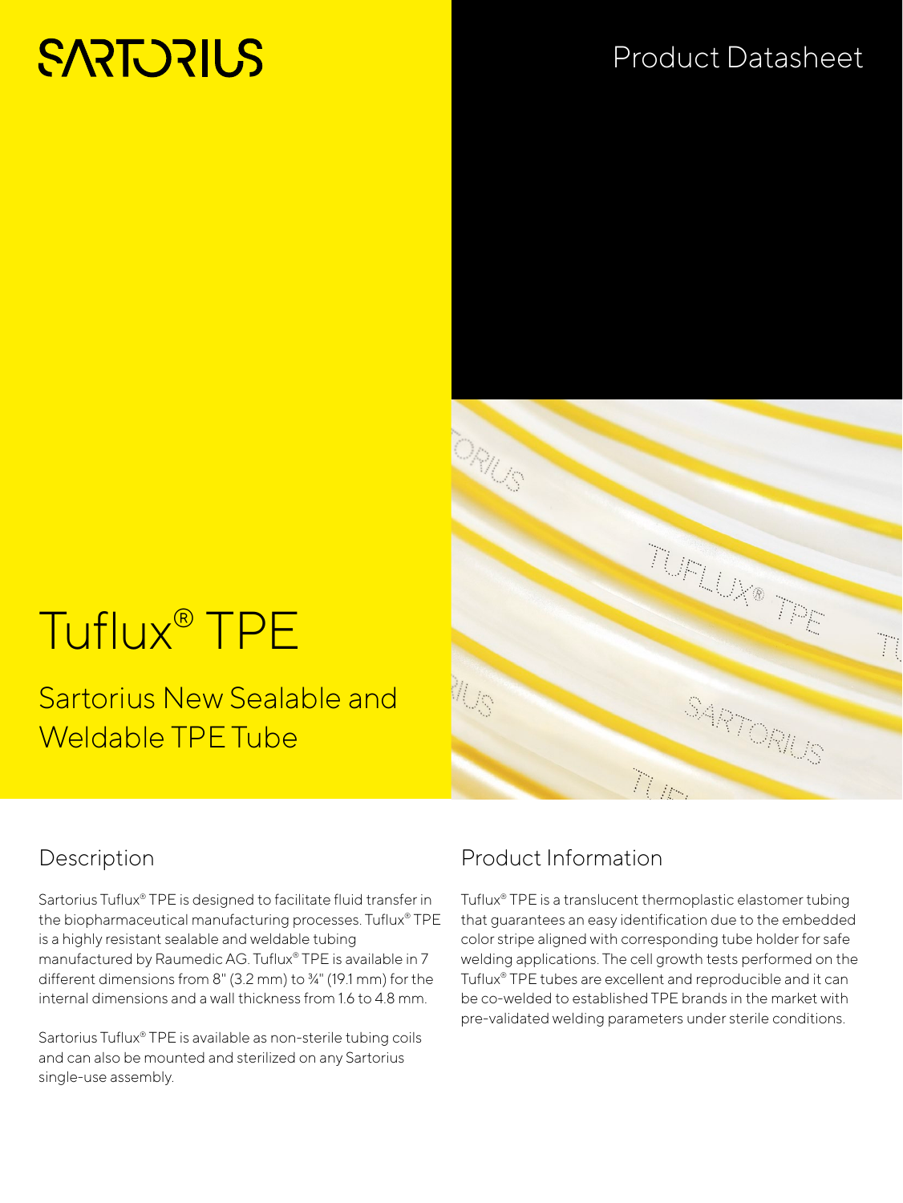SARTORIUS

Product Datasheet

# Tuflux® TPE

## Sartorius New Sealable and Weldable TPE Tube

## Description

Sartorius Tuflux® TPE is designed to facilitate fluid transfer in the biopharmaceutical manufacturing processes. Tuflux® TPE is a highly resistant sealable and weldable tubing manufactured by Raumedic AG. Tuflux® TPE is available in 7 different dimensions from 8" (3.2 mm) to ¾" (19.1 mm) for the internal dimensions and a wall thickness from 1.6 to 4.8 mm.

Sartorius Tuflux® TPE is available as non-sterile tubing coils and can also be mounted and sterilized on any Sartorius single-use assembly.

## Product Information

Tuflux® TPE is a translucent thermoplastic elastomer tubing that guarantees an easy identification due to the embedded color stripe aligned with corresponding tube holder for safe welding applications. The cell growth tests performed on the Tuflux® TPE tubes are excellent and reproducible and it can be co-welded to established TPE brands in the market with pre-validated welding parameters under sterile conditions.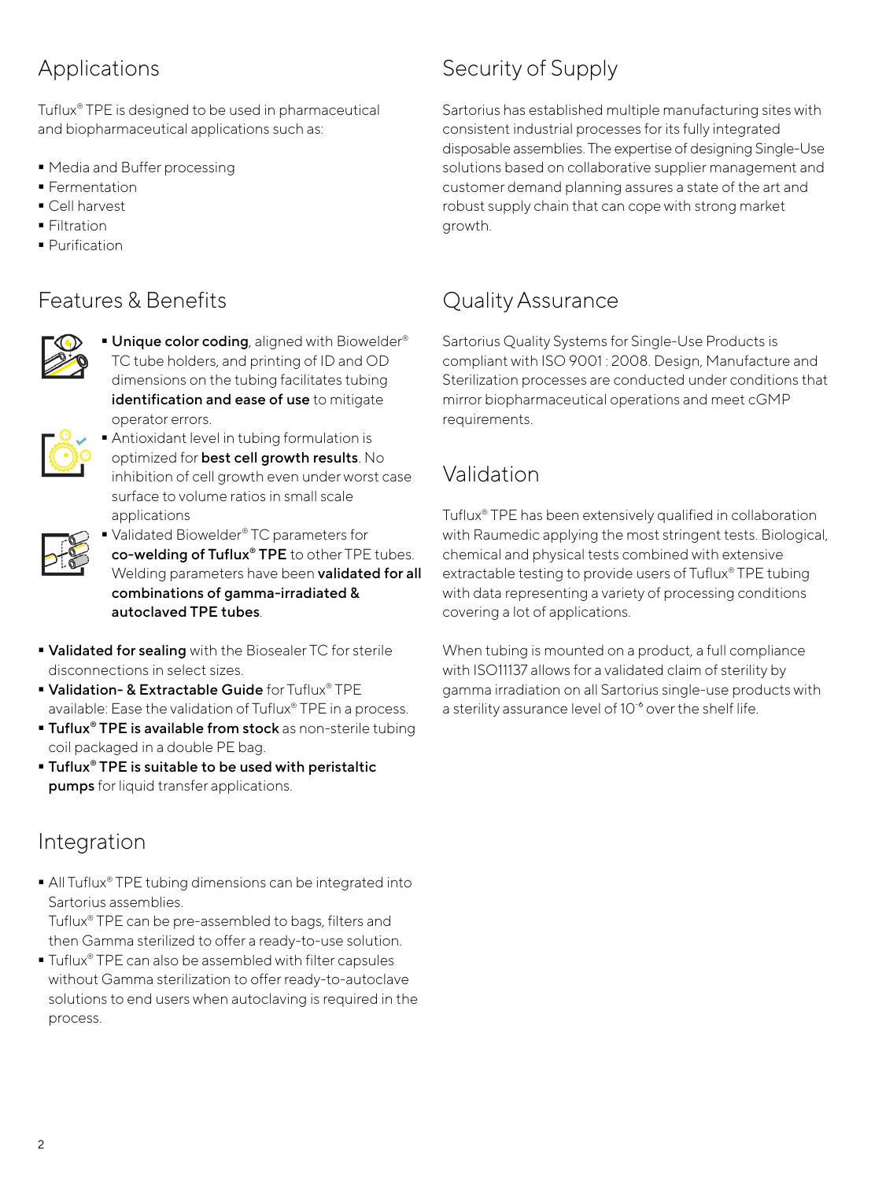## Applications

Tuflux® TPE is designed to be used in pharmaceutical and biopharmaceutical applications such as:

- Media and Buffer processing
- Fermentation
- Cell harvest
- Filtration
- Purification

## Features & Benefits

- **Unique color coding**, aligned with Biowelder® TC tube holders, and printing of ID and OD dimensions on the tubing facilitates tubing **identification and ease of use** to mitigate operator errors.
- Antioxidant level in tubing formulation is optimized for **best cell growth results**. No inhibition of cell growth even under worst case surface to volume ratios in small scale applications
- Validated Biowelder® TC parameters for **co-welding of Tuflux® TPE** to other TPE tubes. Welding parameters have been **validated for all combinations of gamma-irradiated & autoclaved TPE tubes**.
- **Validated for sealing** with the Biosealer TC for sterile disconnections in select sizes.
- **Validation- & Extractable Guide** for Tuflux® TPE available: Ease the validation of Tuflux® TPE in a process.
- **Tuflux® TPE is available from stock** as non-sterile tubing coil packaged in a double PE bag.
- **Tuflux® TPE is suitable to be used with peristaltic pumps** for liquid transfer applications.

## Integration

- All Tuflux® TPE tubing dimensions can be integrated into Sartorius assemblies.
  Tuflux® TPE can be pre-assembled to bags, filters and then Gamma sterilized to offer a ready-to-use solution.
- Tuflux® TPE can also be assembled with filter capsules without Gamma sterilization to offer ready-to-autoclave solutions to end users when autoclaving is required in the process.

## Security of Supply

Sartorius has established multiple manufacturing sites with consistent industrial processes for its fully integrated disposable assemblies. The expertise of designing Single-Use solutions based on collaborative supplier management and customer demand planning assures a state of the art and robust supply chain that can cope with strong market growth.

## Quality Assurance

Sartorius Quality Systems for Single-Use Products is compliant with ISO 9001 : 2008. Design, Manufacture and Sterilization processes are conducted under conditions that mirror biopharmaceutical operations and meet cGMP requirements.

## Validation

Tuflux® TPE has been extensively qualified in collaboration with Raumedic applying the most stringent tests. Biological, chemical and physical tests combined with extensive extractable testing to provide users of Tuflux® TPE tubing with data representing a variety of processing conditions covering a lot of applications.

When tubing is mounted on a product, a full compliance with ISO11137 allows for a validated claim of sterility by gamma irradiation on all Sartorius single-use products with a sterility assurance level of $10^{-6}$ over the shelf life.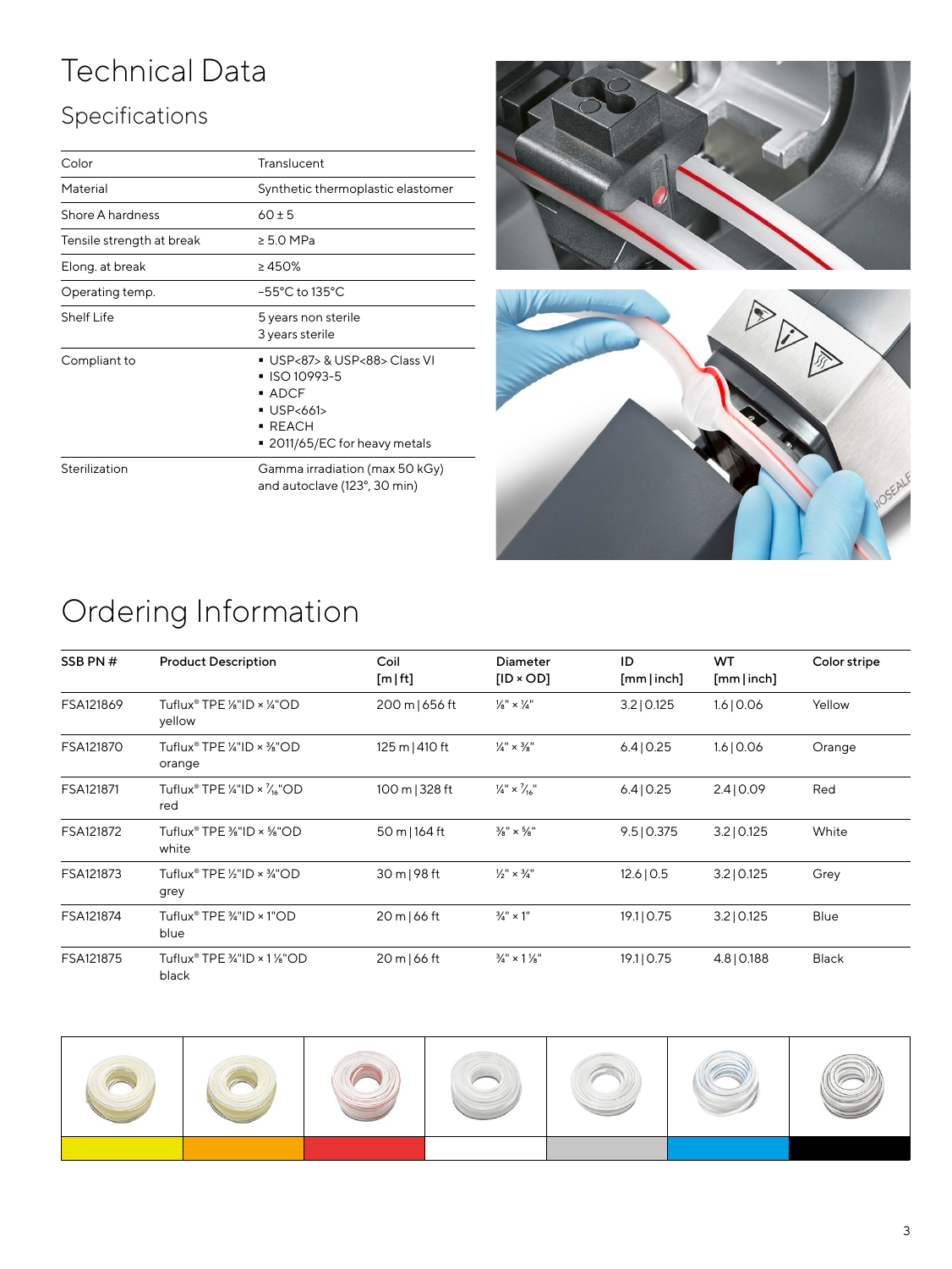# Technical Data

## Specifications

| | |
|---|---|
| Color | Translucent |
| Material | Synthetic thermoplastic elastomer |
| Shore A hardness | 60 ± 5 |
| Tensile strength at break | ≥ 5.0 MPa |
| Elong. at break | ≥ 450% |
| Operating temp. | −55°C to 135°C |
| Shelf Life | 5 years non sterile<br>3 years sterile |
| Compliant to | ▪ USP<87> & USP<88> Class VI<br>▪ ISO 10993-5<br>▪ ADCF<br>▪ USP<661><br>▪ REACH<br>▪ 2011/65/EC for heavy metals |
| Sterilization | Gamma irradiation (max 50 kGy) and autoclave (123°, 30 min) |

# Ordering Information

| SSB PN # | Product Description | Coil [m \| ft] | Diameter [ID × OD] | ID [mm \| inch] | WT [mm \| inch] | Color stripe |
|---|---|---|---|---|---|---|
| FSA121869 | Tuflux® TPE ⅛"ID × ¼"OD yellow | 200 m \| 656 ft | ⅛" × ¼" | 3.2 \| 0.125 | 1.6 \| 0.06 | Yellow |
| FSA121870 | Tuflux® TPE ¼"ID × ⅜"OD orange | 125 m \| 410 ft | ¼" × ⅜" | 6.4 \| 0.25 | 1.6 \| 0.06 | Orange |
| FSA121871 | Tuflux® TPE ¼"ID × 7/16"OD red | 100 m \| 328 ft | ¼" × 7/16" | 6.4 \| 0.25 | 2.4 \| 0.09 | Red |
| FSA121872 | Tuflux® TPE ⅜"ID × ⅝"OD white | 50 m \| 164 ft | ⅜" × ⅝" | 9.5 \| 0.375 | 3.2 \| 0.125 | White |
| FSA121873 | Tuflux® TPE ½"ID × ¾"OD grey | 30 m \| 98 ft | ½" × ¾" | 12.6 \| 0.5 | 3.2 \| 0.125 | Grey |
| FSA121874 | Tuflux® TPE ¾"ID × 1"OD blue | 20 m \| 66 ft | ¾" × 1" | 19.1 \| 0.75 | 3.2 \| 0.125 | Blue |
| FSA121875 | Tuflux® TPE ¾"ID × 1⅛"OD black | 20 m \| 66 ft | ¾" × 1⅛" | 19.1 \| 0.75 | 4.8 \| 0.188 | Black |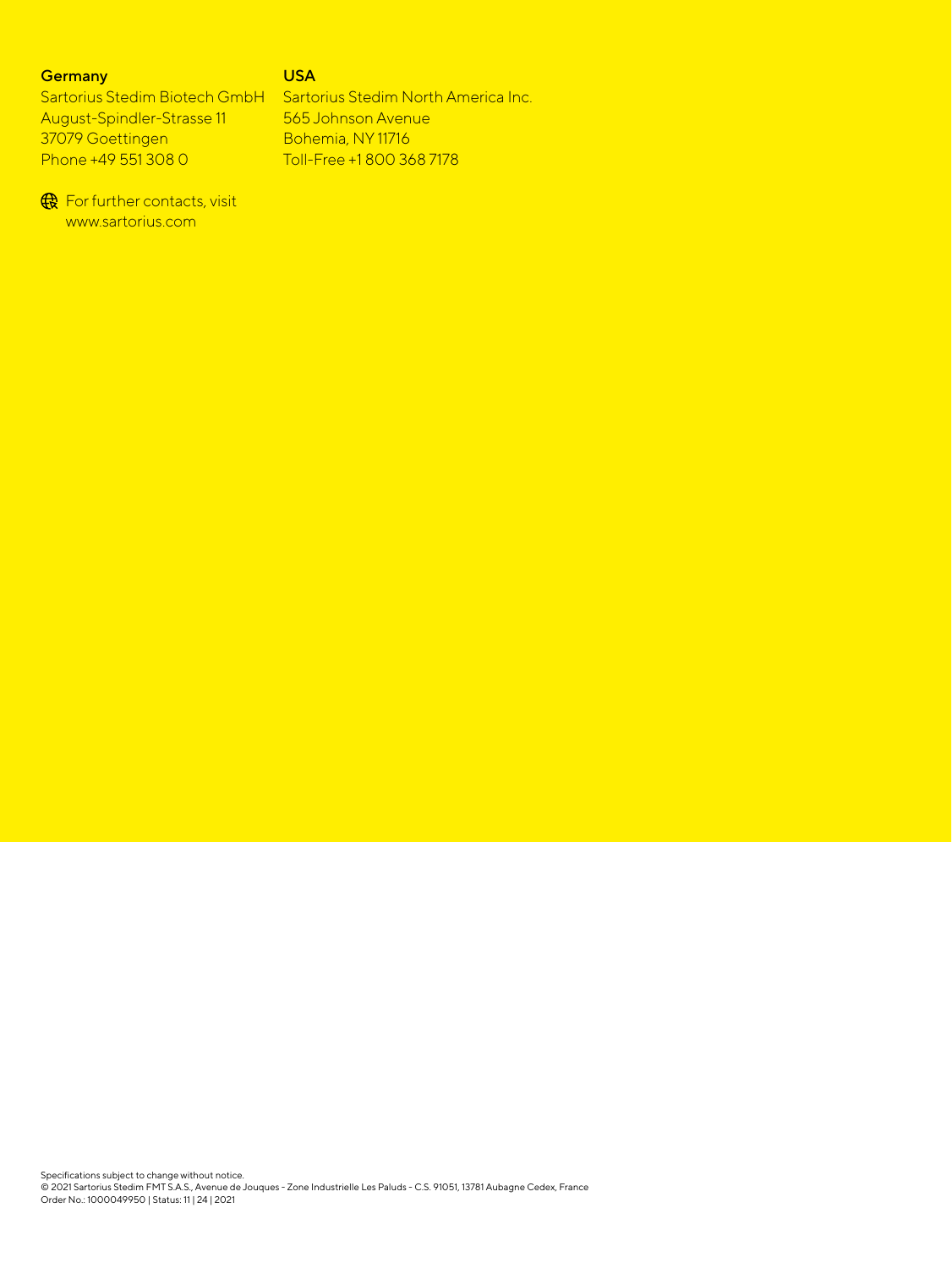**Germany**

Sartorius Stedim Biotech GmbH
August-Spindler-Strasse 11
37079 Goettingen
Phone +49 551 308 0

**USA**

Sartorius Stedim North America Inc.
565 Johnson Avenue
Bohemia, NY 11716
Toll-Free +1 800 368 7178

For further contacts, visit
www.sartorius.com

Specifications subject to change without notice.
© 2021 Sartorius Stedim FMT S.A.S., Avenue de Jouques - Zone Industrielle Les Paluds - C.S. 91051, 13781 Aubagne Cedex, France
Order No.: 1000049950 | Status: 11 | 24 | 2021